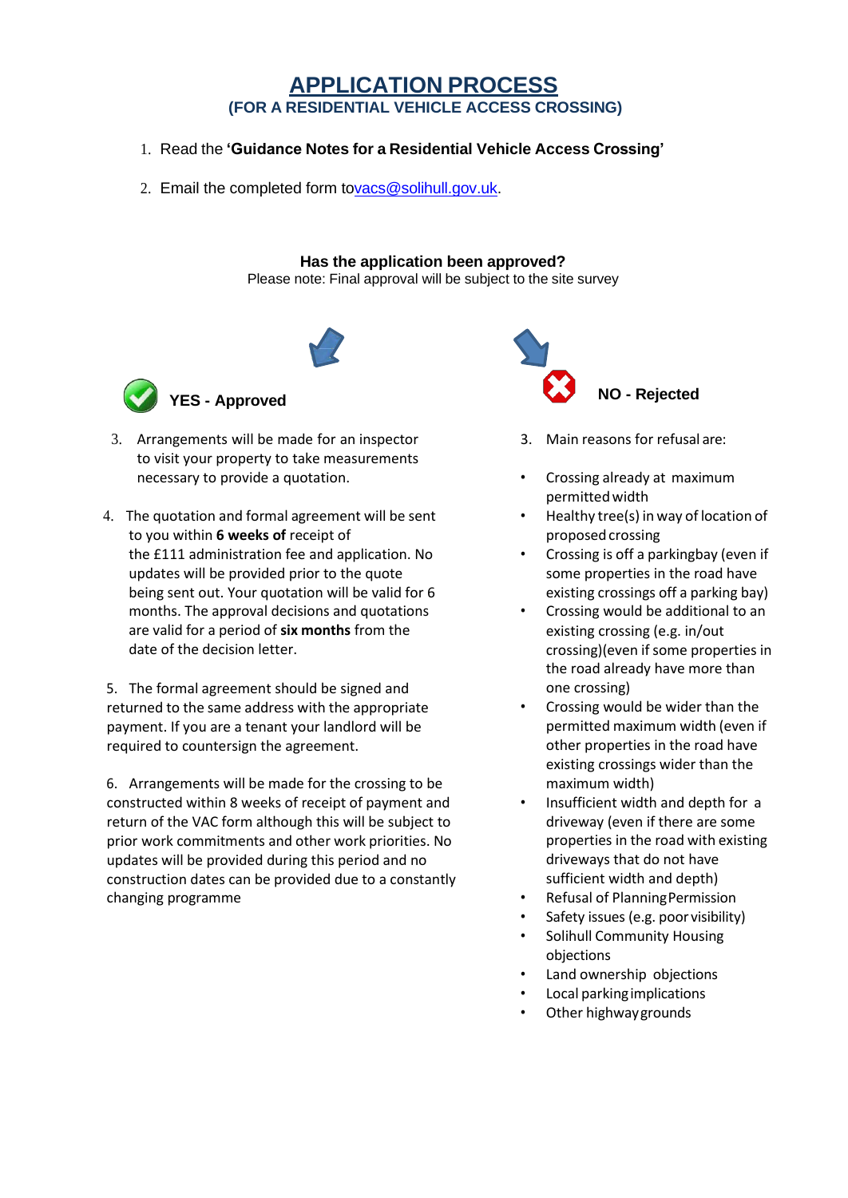# APPLICATION PROCESS

## (FOR A RESIDENTIAL VEHICLE ACCESS CROSSING)

1. Read the **'Guidance Notes for a Residential Vehicle Access Crossing'**
2. Email the completed form to vacs@solihull.gov.uk.

**Has the application been approved?**

Please note: Final approval will be subject to the site survey

### YES - Approved

3. Arrangements will be made for an inspector to visit your property to take measurements necessary to provide a quotation.

4. The quotation and formal agreement will be sent to you within **6 weeks of** receipt of the £111 administration fee and application. No updates will be provided prior to the quote being sent out. Your quotation will be valid for 6 months. The approval decisions and quotations are valid for a period of **six months** from the date of the decision letter.

5. The formal agreement should be signed and returned to the same address with the appropriate payment. If you are a tenant your landlord will be required to countersign the agreement.

6. Arrangements will be made for the crossing to be constructed within 8 weeks of receipt of payment and return of the VAC form although this will be subject to prior work commitments and other work priorities. No updates will be provided during this period and no construction dates can be provided due to a constantly changing programme

### NO - Rejected

3. Main reasons for refusal are:

- Crossing already at maximum permitted width
- Healthy tree(s) in way of location of proposed crossing
- Crossing is off a parkingbay (even if some properties in the road have existing crossings off a parking bay)
- Crossing would be additional to an existing crossing (e.g. in/out crossing)(even if some properties in the road already have more than one crossing)
- Crossing would be wider than the permitted maximum width (even if other properties in the road have existing crossings wider than the maximum width)
- Insufficient width and depth for a driveway (even if there are some properties in the road with existing driveways that do not have sufficient width and depth)
- Refusal of Planning Permission
- Safety issues (e.g. poor visibility)
- Solihull Community Housing objections
- Land ownership objections
- Local parking implications
- Other highway grounds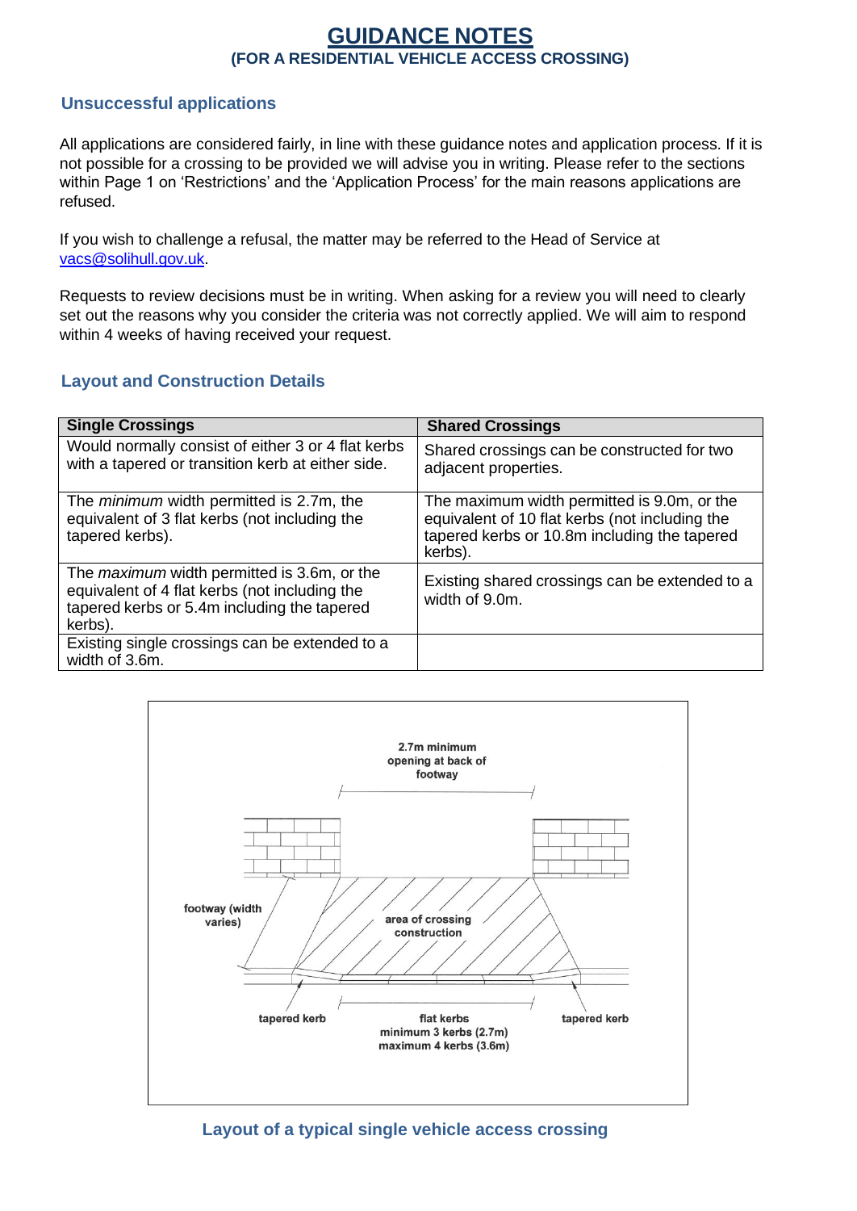# GUIDANCE NOTES

**(FOR A RESIDENTIAL VEHICLE ACCESS CROSSING)**

## Unsuccessful applications

All applications are considered fairly, in line with these guidance notes and application process. If it is not possible for a crossing to be provided we will advise you in writing. Please refer to the sections within Page 1 on 'Restrictions' and the 'Application Process' for the main reasons applications are refused.

If you wish to challenge a refusal, the matter may be referred to the Head of Service at vacs@solihull.gov.uk.

Requests to review decisions must be in writing. When asking for a review you will need to clearly set out the reasons why you consider the criteria was not correctly applied. We will aim to respond within 4 weeks of having received your request.

## Layout and Construction Details

| Single Crossings | Shared Crossings |
|---|---|
| Would normally consist of either 3 or 4 flat kerbs with a tapered or transition kerb at either side. | Shared crossings can be constructed for two adjacent properties. |
| The *minimum* width permitted is 2.7m, the equivalent of 3 flat kerbs (not including the tapered kerbs). | The maximum width permitted is 9.0m, or the equivalent of 10 flat kerbs (not including the tapered kerbs or 10.8m including the tapered kerbs). |
| The *maximum* width permitted is 3.6m, or the equivalent of 4 flat kerbs (not including the tapered kerbs or 5.4m including the tapered kerbs). | Existing shared crossings can be extended to a width of 9.0m. |
| Existing single crossings can be extended to a width of 3.6m. | |

2.7m minimum opening at back of footway

footway (width varies)

area of crossing construction

tapered kerb

flat kerbs minimum 3 kerbs (2.7m) maximum 4 kerbs (3.6m)

tapered kerb

**Layout of a typical single vehicle access crossing**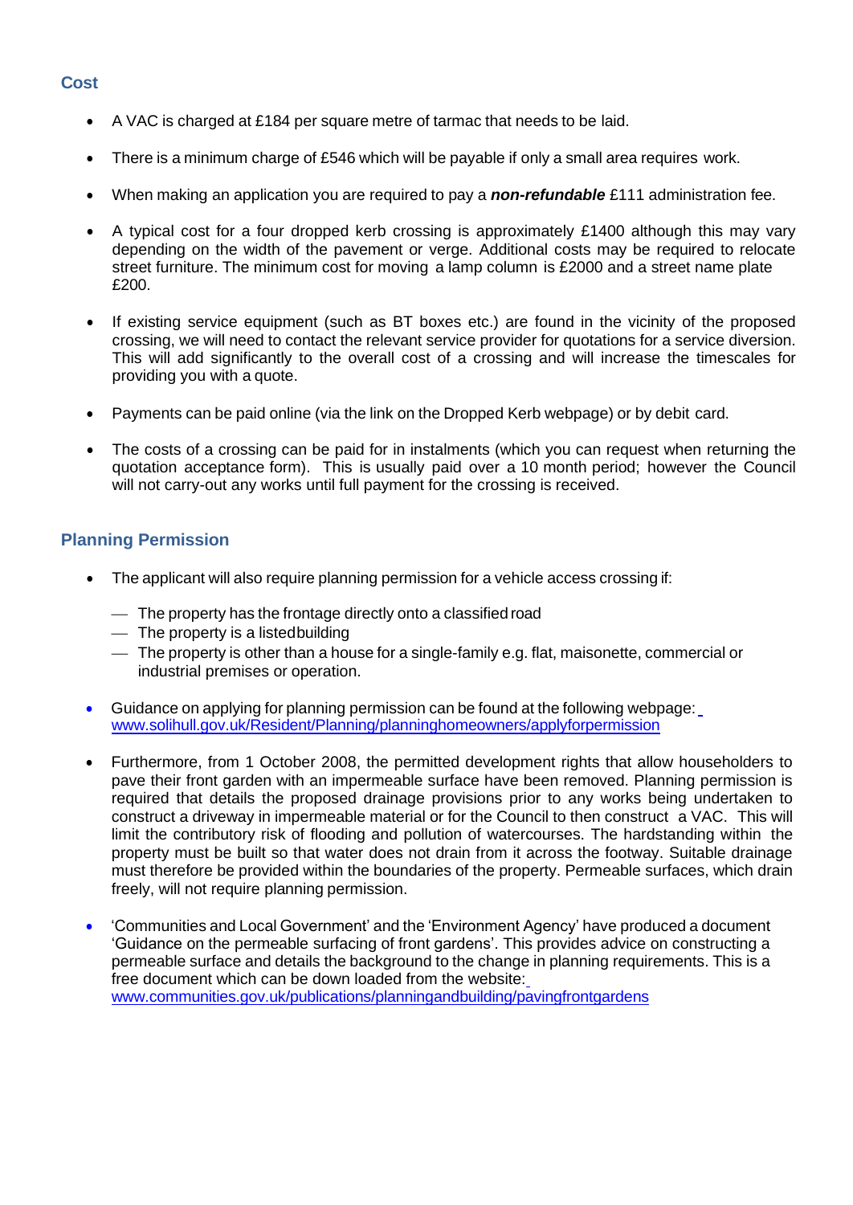## Cost

- A VAC is charged at £184 per square metre of tarmac that needs to be laid.
- There is a minimum charge of £546 which will be payable if only a small area requires work.
- When making an application you are required to pay a ***non-refundable*** £111 administration fee.
- A typical cost for a four dropped kerb crossing is approximately £1400 although this may vary depending on the width of the pavement or verge. Additional costs may be required to relocate street furniture. The minimum cost for moving a lamp column is £2000 and a street name plate £200.
- If existing service equipment (such as BT boxes etc.) are found in the vicinity of the proposed crossing, we will need to contact the relevant service provider for quotations for a service diversion. This will add significantly to the overall cost of a crossing and will increase the timescales for providing you with a quote.
- Payments can be paid online (via the link on the Dropped Kerb webpage) or by debit card.
- The costs of a crossing can be paid for in instalments (which you can request when returning the quotation acceptance form). This is usually paid over a 10 month period; however the Council will not carry-out any works until full payment for the crossing is received.

## Planning Permission

- The applicant will also require planning permission for a vehicle access crossing if:
  - The property has the frontage directly onto a classified road
  - The property is a listed building
  - The property is other than a house for a single-family e.g. flat, maisonette, commercial or industrial premises or operation.
- Guidance on applying for planning permission can be found at the following webpage: [www.solihull.gov.uk/Resident/Planning/planninghomeowners/applyforpermission](www.solihull.gov.uk/Resident/Planning/planninghomeowners/applyforpermission)
- Furthermore, from 1 October 2008, the permitted development rights that allow householders to pave their front garden with an impermeable surface have been removed. Planning permission is required that details the proposed drainage provisions prior to any works being undertaken to construct a driveway in impermeable material or for the Council to then construct a VAC. This will limit the contributory risk of flooding and pollution of watercourses. The hardstanding within the property must be built so that water does not drain from it across the footway. Suitable drainage must therefore be provided within the boundaries of the property. Permeable surfaces, which drain freely, will not require planning permission.
- 'Communities and Local Government' and the 'Environment Agency' have produced a document 'Guidance on the permeable surfacing of front gardens'. This provides advice on constructing a permeable surface and details the background to the change in planning requirements. This is a free document which can be down loaded from the website: [www.communities.gov.uk/publications/planningandbuilding/pavingfrontgardens](www.communities.gov.uk/publications/planningandbuilding/pavingfrontgardens)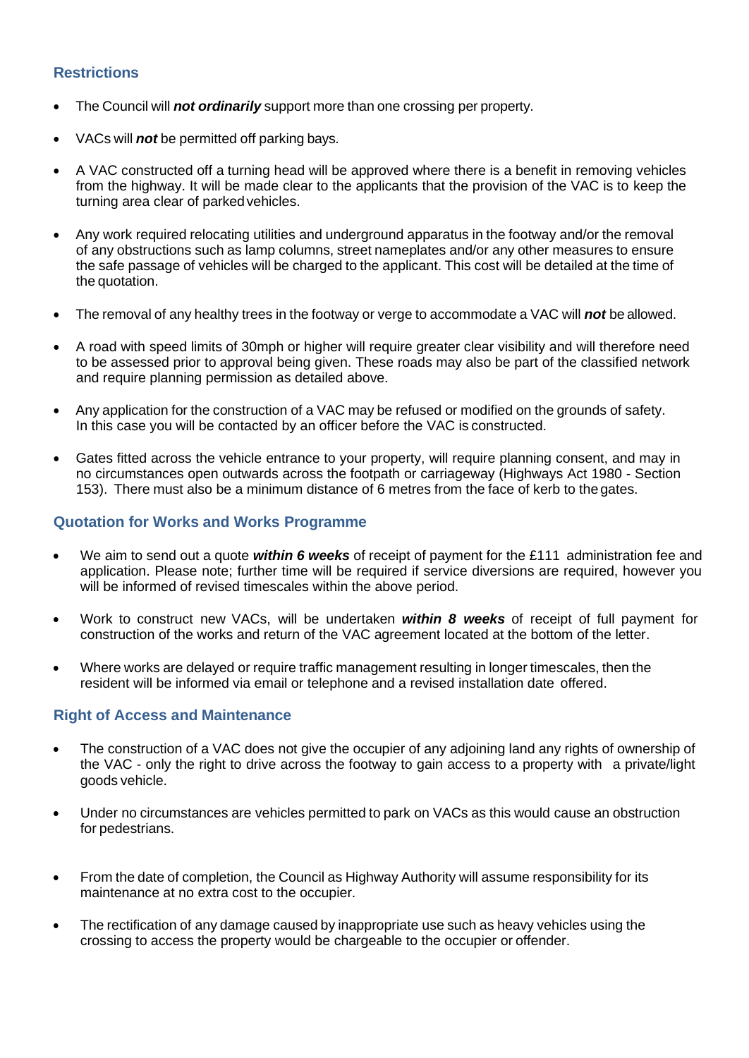## Restrictions

- The Council will ***not ordinarily*** support more than one crossing per property.
- VACs will ***not*** be permitted off parking bays.
- A VAC constructed off a turning head will be approved where there is a benefit in removing vehicles from the highway. It will be made clear to the applicants that the provision of the VAC is to keep the turning area clear of parked vehicles.
- Any work required relocating utilities and underground apparatus in the footway and/or the removal of any obstructions such as lamp columns, street nameplates and/or any other measures to ensure the safe passage of vehicles will be charged to the applicant. This cost will be detailed at the time of the quotation.
- The removal of any healthy trees in the footway or verge to accommodate a VAC will ***not*** be allowed.
- A road with speed limits of 30mph or higher will require greater clear visibility and will therefore need to be assessed prior to approval being given. These roads may also be part of the classified network and require planning permission as detailed above.
- Any application for the construction of a VAC may be refused or modified on the grounds of safety. In this case you will be contacted by an officer before the VAC is constructed.
- Gates fitted across the vehicle entrance to your property, will require planning consent, and may in no circumstances open outwards across the footpath or carriageway (Highways Act 1980 - Section 153). There must also be a minimum distance of 6 metres from the face of kerb to the gates.

## Quotation for Works and Works Programme

- We aim to send out a quote ***within 6 weeks*** of receipt of payment for the £111 administration fee and application. Please note; further time will be required if service diversions are required, however you will be informed of revised timescales within the above period.
- Work to construct new VACs, will be undertaken ***within 8 weeks*** of receipt of full payment for construction of the works and return of the VAC agreement located at the bottom of the letter.
- Where works are delayed or require traffic management resulting in longer timescales, then the resident will be informed via email or telephone and a revised installation date offered.

## Right of Access and Maintenance

- The construction of a VAC does not give the occupier of any adjoining land any rights of ownership of the VAC - only the right to drive across the footway to gain access to a property with a private/light goods vehicle.
- Under no circumstances are vehicles permitted to park on VACs as this would cause an obstruction for pedestrians.
- From the date of completion, the Council as Highway Authority will assume responsibility for its maintenance at no extra cost to the occupier.
- The rectification of any damage caused by inappropriate use such as heavy vehicles using the crossing to access the property would be chargeable to the occupier or offender.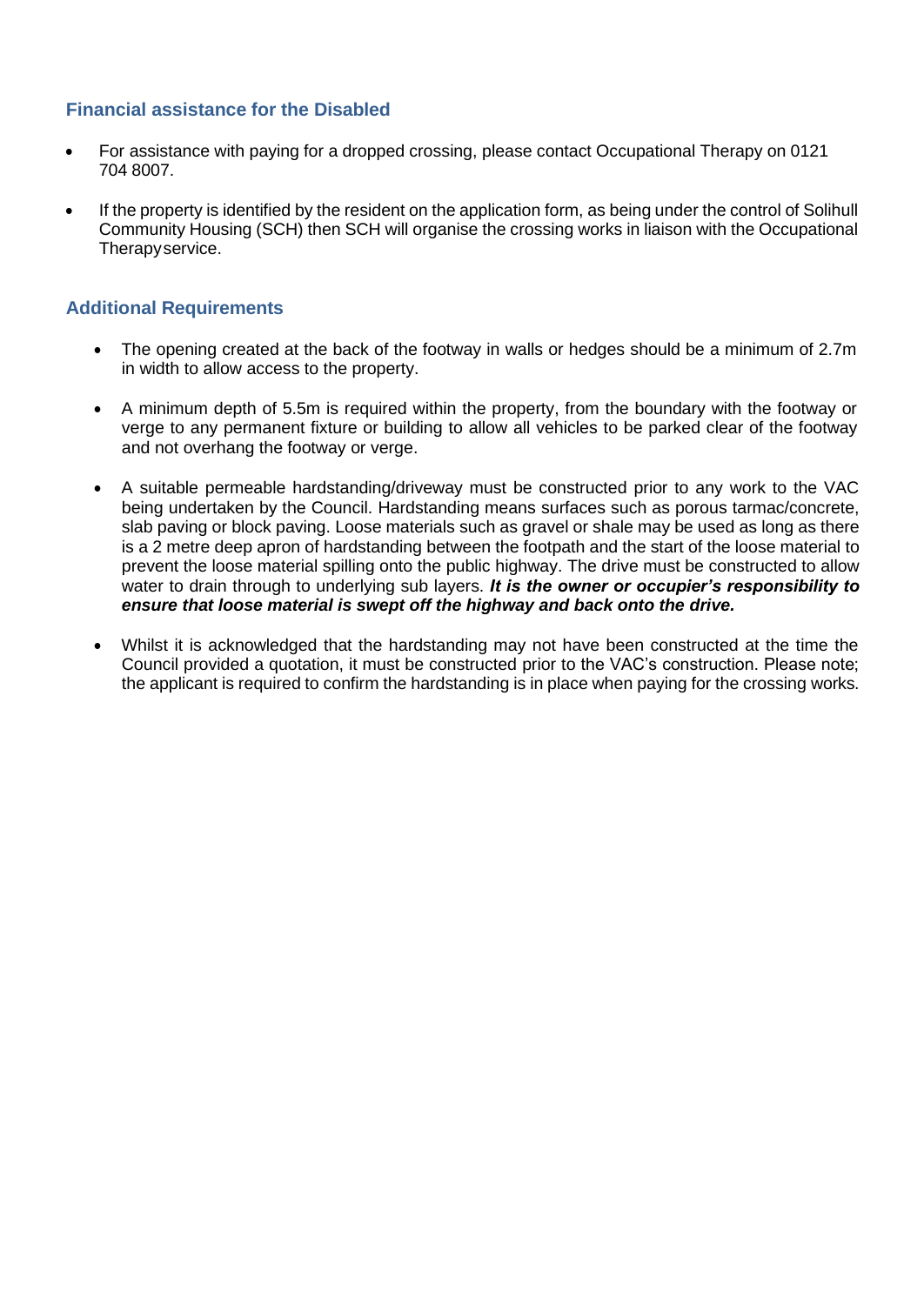## Financial assistance for the Disabled

- For assistance with paying for a dropped crossing, please contact Occupational Therapy on 0121 704 8007.
- If the property is identified by the resident on the application form, as being under the control of Solihull Community Housing (SCH) then SCH will organise the crossing works in liaison with the Occupational Therapy service.

## Additional Requirements

- The opening created at the back of the footway in walls or hedges should be a minimum of 2.7m in width to allow access to the property.
- A minimum depth of 5.5m is required within the property, from the boundary with the footway or verge to any permanent fixture or building to allow all vehicles to be parked clear of the footway and not overhang the footway or verge.
- A suitable permeable hardstanding/driveway must be constructed prior to any work to the VAC being undertaken by the Council. Hardstanding means surfaces such as porous tarmac/concrete, slab paving or block paving. Loose materials such as gravel or shale may be used as long as there is a 2 metre deep apron of hardstanding between the footpath and the start of the loose material to prevent the loose material spilling onto the public highway. The drive must be constructed to allow water to drain through to underlying sub layers. ***It is the owner or occupier's responsibility to ensure that loose material is swept off the highway and back onto the drive.***
- Whilst it is acknowledged that the hardstanding may not have been constructed at the time the Council provided a quotation, it must be constructed prior to the VAC's construction. Please note; the applicant is required to confirm the hardstanding is in place when paying for the crossing works.